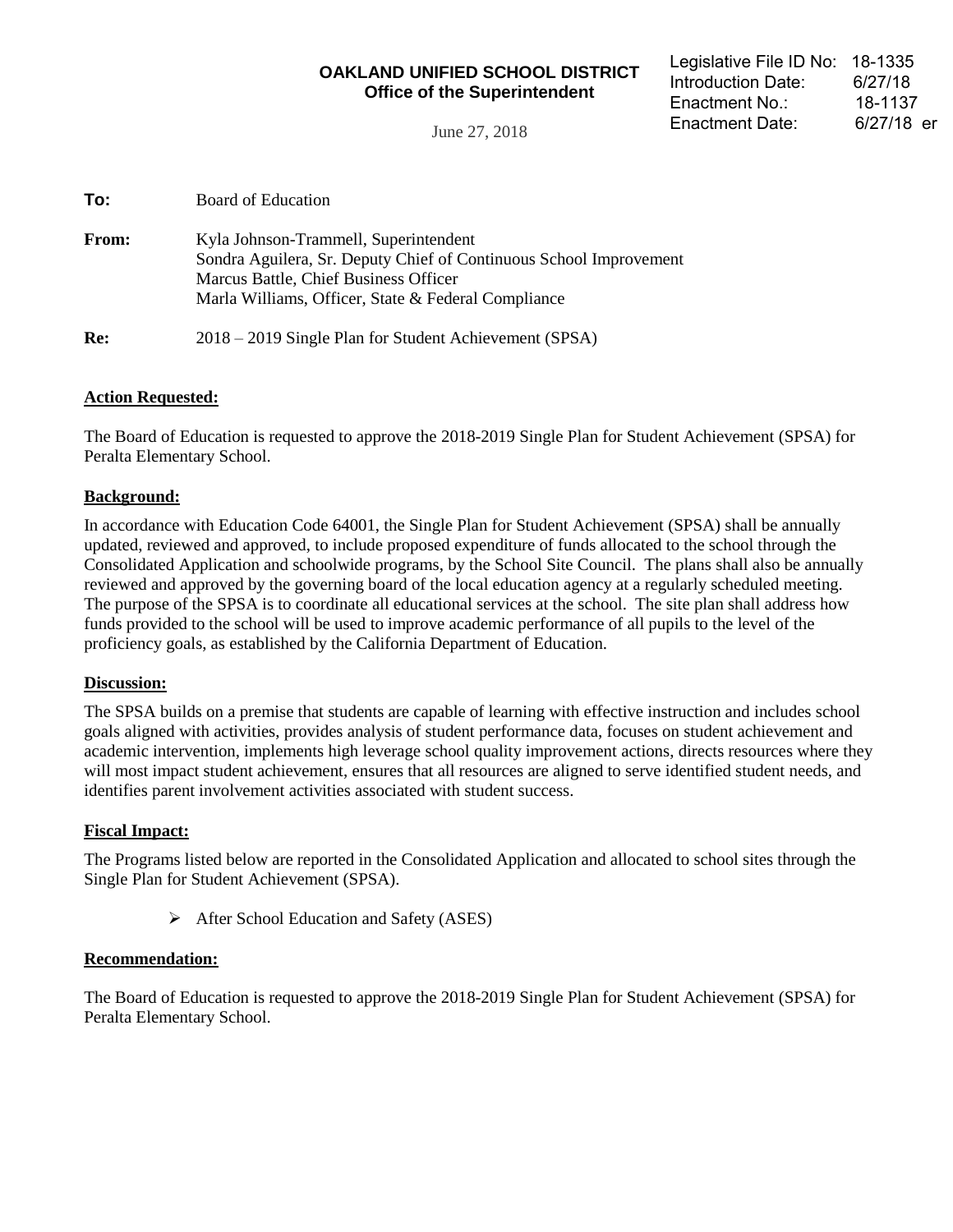**OAKLAND UNIFIED SCHOOL DISTRICT**
**Office of the Superintendent**

June 27, 2018

Legislative File ID No: 18-1335
Introduction Date: 6/27/18
Enactment No.: 18-1137
Enactment Date: 6/27/18 er

**To:** Board of Education

**From:** Kyla Johnson-Trammell, Superintendent
Sondra Aguilera, Sr. Deputy Chief of Continuous School Improvement
Marcus Battle, Chief Business Officer
Marla Williams, Officer, State & Federal Compliance

**Re:** 2018 – 2019 Single Plan for Student Achievement (SPSA)

## Action Requested:

The Board of Education is requested to approve the 2018-2019 Single Plan for Student Achievement (SPSA) for Peralta Elementary School.

## Background:

In accordance with Education Code 64001, the Single Plan for Student Achievement (SPSA) shall be annually updated, reviewed and approved, to include proposed expenditure of funds allocated to the school through the Consolidated Application and schoolwide programs, by the School Site Council. The plans shall also be annually reviewed and approved by the governing board of the local education agency at a regularly scheduled meeting. The purpose of the SPSA is to coordinate all educational services at the school. The site plan shall address how funds provided to the school will be used to improve academic performance of all pupils to the level of the proficiency goals, as established by the California Department of Education.

## Discussion:

The SPSA builds on a premise that students are capable of learning with effective instruction and includes school goals aligned with activities, provides analysis of student performance data, focuses on student achievement and academic intervention, implements high leverage school quality improvement actions, directs resources where they will most impact student achievement, ensures that all resources are aligned to serve identified student needs, and identifies parent involvement activities associated with student success.

## Fiscal Impact:

The Programs listed below are reported in the Consolidated Application and allocated to school sites through the Single Plan for Student Achievement (SPSA).

- After School Education and Safety (ASES)

## Recommendation:

The Board of Education is requested to approve the 2018-2019 Single Plan for Student Achievement (SPSA) for Peralta Elementary School.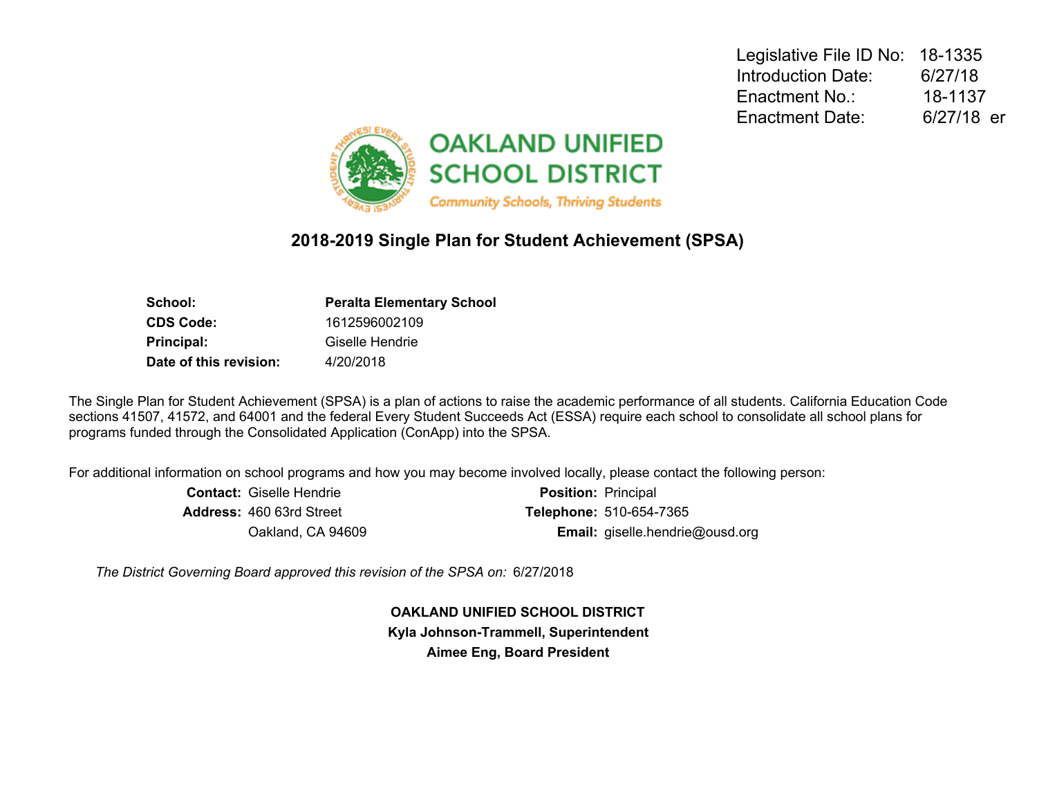Legislative File ID No: 18-1335
Introduction Date: 6/27/18
Enactment No.: 18-1137
Enactment Date: 6/27/18 er

**OAKLAND UNIFIED SCHOOL DISTRICT**
*Community Schools, Thriving Students*

## 2018-2019 Single Plan for Student Achievement (SPSA)

| | |
|---|---|
| **School:** | **Peralta Elementary School** |
| **CDS Code:** | 1612596002109 |
| **Principal:** | Giselle Hendrie |
| **Date of this revision:** | 4/20/2018 |

The Single Plan for Student Achievement (SPSA) is a plan of actions to raise the academic performance of all students. California Education Code sections 41507, 41572, and 64001 and the federal Every Student Succeeds Act (ESSA) require each school to consolidate all school plans for programs funded through the Consolidated Application (ConApp) into the SPSA.

For additional information on school programs and how you may become involved locally, please contact the following person:

| | | | |
|---|---|---|---|
| **Contact:** | Giselle Hendrie | **Position:** | Principal |
| **Address:** | 460 63rd Street | **Telephone:** | 510-654-7365 |
| | Oakland, CA 94609 | **Email:** | giselle.hendrie@ousd.org |

*The District Governing Board approved this revision of the SPSA on:* 6/27/2018

**OAKLAND UNIFIED SCHOOL DISTRICT**
**Kyla Johnson-Trammell, Superintendent**
**Aimee Eng, Board President**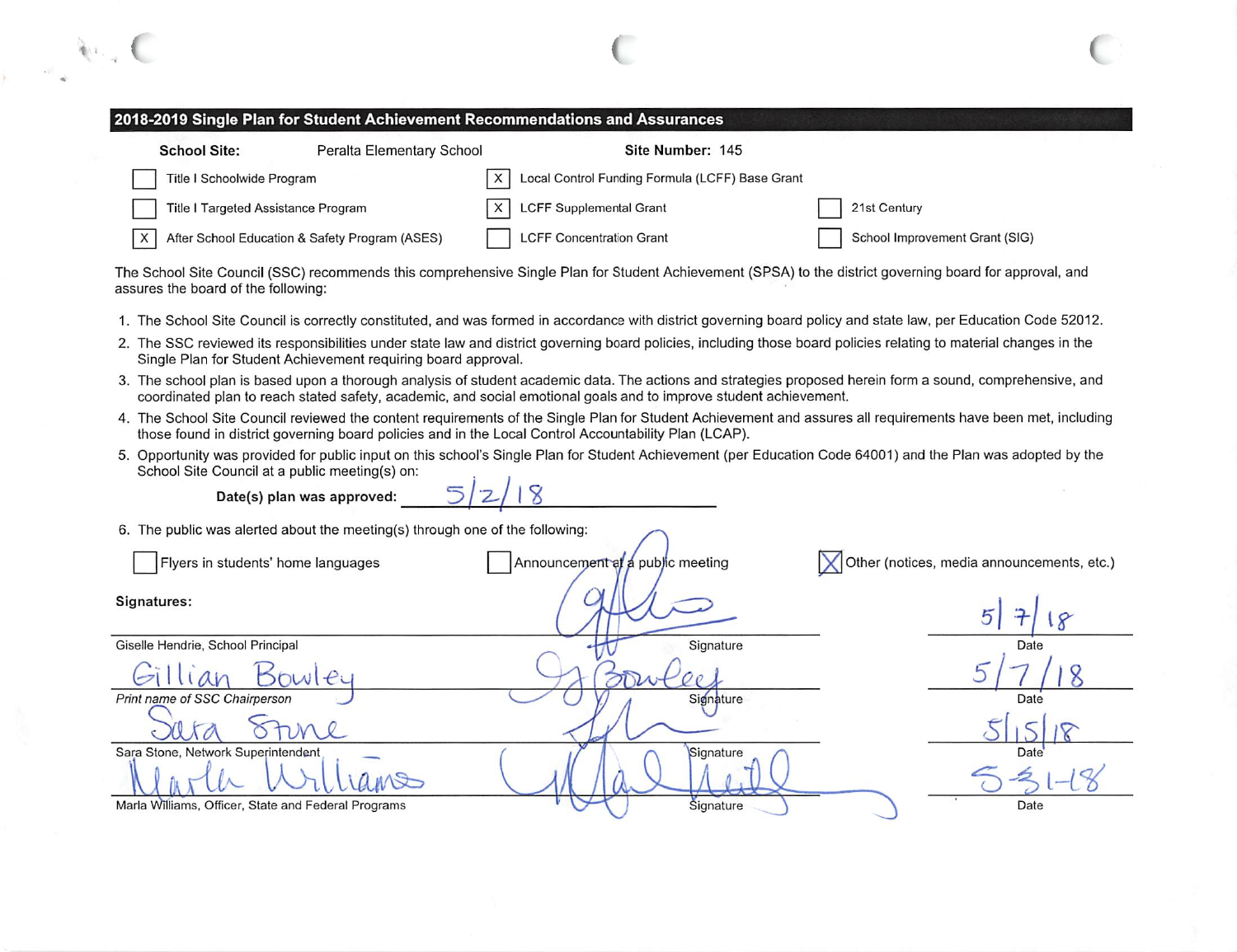## 2018-2019 Single Plan for Student Achievement Recommendations and Assurances

**School Site:** Peralta Elementary School **Site Number:** 145

- [ ] Title I Schoolwide Program
- [x] Local Control Funding Formula (LCFF) Base Grant
- [ ] Title I Targeted Assistance Program
- [x] LCFF Supplemental Grant
- [ ] 21st Century
- [x] After School Education & Safety Program (ASES)
- [ ] LCFF Concentration Grant
- [ ] School Improvement Grant (SIG)

The School Site Council (SSC) recommends this comprehensive Single Plan for Student Achievement (SPSA) to the district governing board for approval, and assures the board of the following:

1. The School Site Council is correctly constituted, and was formed in accordance with district governing board policy and state law, per Education Code 52012.
2. The SSC reviewed its responsibilities under state law and district governing board policies, including those board policies relating to material changes in the Single Plan for Student Achievement requiring board approval.
3. The school plan is based upon a thorough analysis of student academic data. The actions and strategies proposed herein form a sound, comprehensive, and coordinated plan to reach stated safety, academic, and social emotional goals and to improve student achievement.
4. The School Site Council reviewed the content requirements of the Single Plan for Student Achievement and assures all requirements have been met, including those found in district governing board policies and in the Local Control Accountability Plan (LCAP).
5. Opportunity was provided for public input on this school's Single Plan for Student Achievement (per Education Code 64001) and the Plan was adopted by the School Site Council at a public meeting(s) on:

   **Date(s) plan was approved:** 5/2/18

6. The public was alerted about the meeting(s) through one of the following:

- [ ] Flyers in students' home languages
- [ ] Announcement at a public meeting
- [x] Other (notices, media announcements, etc.)

**Signatures:**

| Name | Signature | Date |
|---|---|---|
| Giselle Hendrie, School Principal | [Signature] | 5/7/18 |
| Gillian Bowley — *Print name of SSC Chairperson* | [Signature] | 5/7/18 |
| Sara Stone — Sara Stone, Network Superintendent | [Signature] | 5/15/18 |
| Marla Williams — Marla Williams, Officer, State and Federal Programs | [Signature] | 5-31-18 |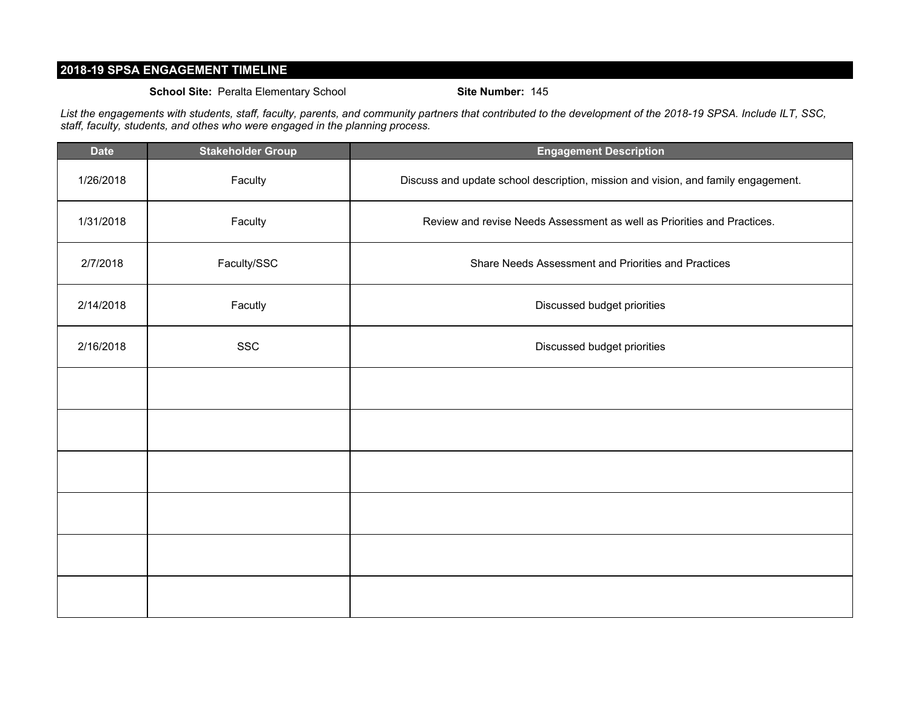## 2018-19 SPSA ENGAGEMENT TIMELINE

**School Site:** Peralta Elementary School **Site Number:** 145

*List the engagements with students, staff, faculty, parents, and community partners that contributed to the development of the 2018-19 SPSA. Include ILT, SSC, staff, faculty, students, and othes who were engaged in the planning process.*

| Date | Stakeholder Group | Engagement Description |
|---|---|---|
| 1/26/2018 | Faculty | Discuss and update school description, mission and vision, and family engagement. |
| 1/31/2018 | Faculty | Review and revise Needs Assessment as well as Priorities and Practices. |
| 2/7/2018 | Faculty/SSC | Share Needs Assessment and Priorities and Practices |
| 2/14/2018 | Facutly | Discussed budget priorities |
| 2/16/2018 | SSC | Discussed budget priorities |
| | | |
| | | |
| | | |
| | | |
| | | |
| | | |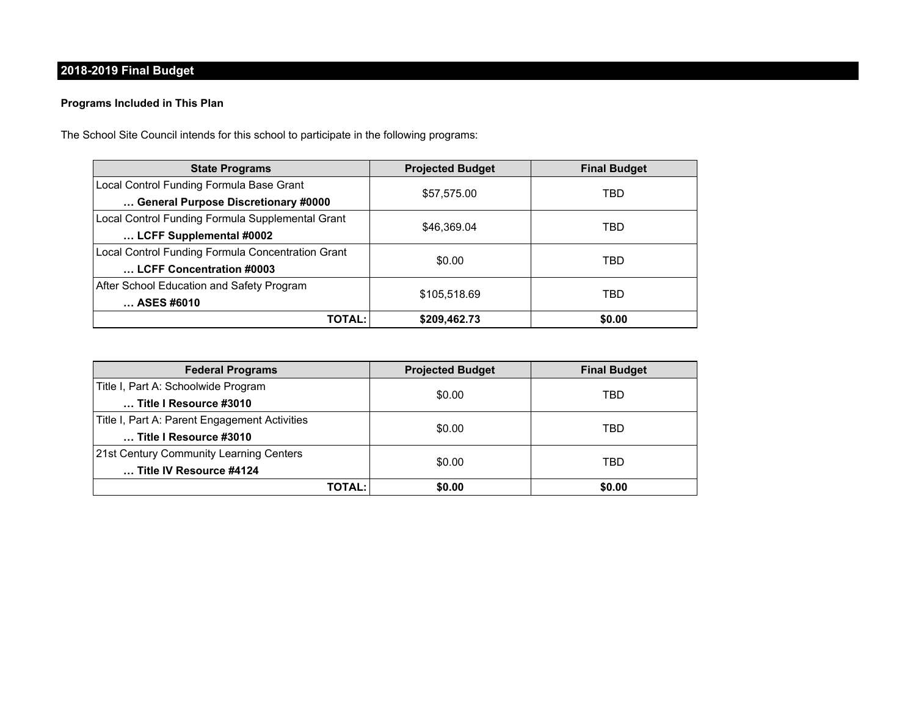## 2018-2019 Final Budget

**Programs Included in This Plan**

The School Site Council intends for this school to participate in the following programs:

| State Programs | Projected Budget | Final Budget |
| --- | --- | --- |
| Local Control Funding Formula Base Grant<br>**… General Purpose Discretionary #0000** | $57,575.00 | TBD |
| Local Control Funding Formula Supplemental Grant<br>**… LCFF Supplemental #0002** | $46,369.04 | TBD |
| Local Control Funding Formula Concentration Grant<br>**… LCFF Concentration #0003** | $0.00 | TBD |
| After School Education and Safety Program<br>**… ASES #6010** | $105,518.69 | TBD |
| **TOTAL:** | **$209,462.73** | **$0.00** |

| Federal Programs | Projected Budget | Final Budget |
| --- | --- | --- |
| Title I, Part A: Schoolwide Program<br>**… Title I Resource #3010** | $0.00 | TBD |
| Title I, Part A: Parent Engagement Activities<br>**… Title I Resource #3010** | $0.00 | TBD |
| 21st Century Community Learning Centers<br>**… Title IV Resource #4124** | $0.00 | TBD |
| **TOTAL:** | **$0.00** | **$0.00** |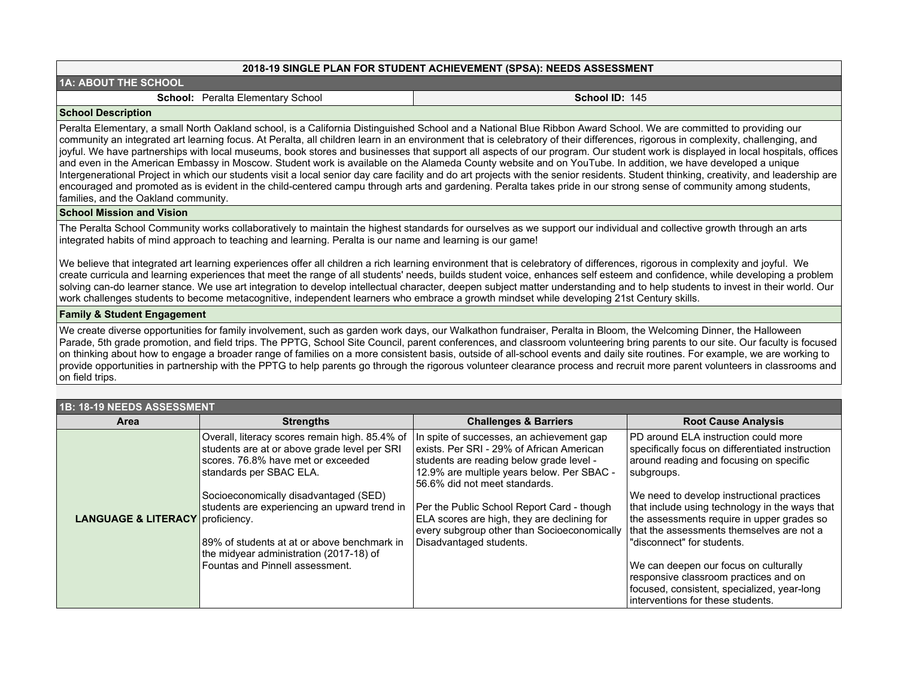## 2018-19 SINGLE PLAN FOR STUDENT ACHIEVEMENT (SPSA): NEEDS ASSESSMENT

### 1A: ABOUT THE SCHOOL

**School:** Peralta Elementary School | **School ID:** 145

**School Description**

Peralta Elementary, a small North Oakland school, is a California Distinguished School and a National Blue Ribbon Award School. We are committed to providing our community an integrated art learning focus. At Peralta, all children learn in an environment that is celebratory of their differences, rigorous in complexity, challenging, and joyful. We have partnerships with local museums, book stores and businesses that support all aspects of our program. Our student work is displayed in local hospitals, offices and even in the American Embassy in Moscow. Student work is available on the Alameda County website and on YouTube. In addition, we have developed a unique Intergenerational Project in which our students visit a local senior day care facility and do art projects with the senior residents. Student thinking, creativity, and leadership are encouraged and promoted as is evident in the child-centered campu through arts and gardening. Peralta takes pride in our strong sense of community among students, families, and the Oakland community.

**School Mission and Vision**

The Peralta School Community works collaboratively to maintain the highest standards for ourselves as we support our individual and collective growth through an arts integrated habits of mind approach to teaching and learning. Peralta is our name and learning is our game!

We believe that integrated art learning experiences offer all children a rich learning environment that is celebratory of differences, rigorous in complexity and joyful. We create curricula and learning experiences that meet the range of all students' needs, builds student voice, enhances self esteem and confidence, while developing a problem solving can-do learner stance. We use art integration to develop intellectual character, deepen subject matter understanding and to help students to invest in their world. Our work challenges students to become metacognitive, independent learners who embrace a growth mindset while developing 21st Century skills.

**Family & Student Engagement**

We create diverse opportunities for family involvement, such as garden work days, our Walkathon fundraiser, Peralta in Bloom, the Welcoming Dinner, the Halloween Parade, 5th grade promotion, and field trips. The PPTG, School Site Council, parent conferences, and classroom volunteering bring parents to our site. Our faculty is focused on thinking about how to engage a broader range of families on a more consistent basis, outside of all-school events and daily site routines. For example, we are working to provide opportunities in partnership with the PPTG to help parents go through the rigorous volunteer clearance process and recruit more parent volunteers in classrooms and on field trips.

### 1B: 18-19 NEEDS ASSESSMENT

| Area | Strengths | Challenges & Barriers | Root Cause Analysis |
|---|---|---|---|
| **LANGUAGE & LITERACY** | Overall, literacy scores remain high. 85.4% of students are at or above grade level per SRI scores. 76.8% have met or exceeded standards per SBAC ELA.<br><br>Socioeconomically disadvantaged (SED) students are experiencing an upward trend in proficiency.<br><br>89% of students at at or above benchmark in the midyear administration (2017-18) of Fountas and Pinnell assessment. | In spite of successes, an achievement gap exists. Per SRI - 29% of African American students are reading below grade level - 12.9% are multiple years below. Per SBAC - 56.6% did not meet standards.<br><br>Per the Public School Report Card - though ELA scores are high, they are declining for every subgroup other than Socioeconomically Disadvantaged students. | PD around ELA instruction could more specifically focus on differentiated instruction around reading and focusing on specific subgroups.<br><br>We need to develop instructional practices that include using technology in the ways that the assessments require in upper grades so that the assessments themselves are not a "disconnect" for students.<br><br>We can deepen our focus on culturally responsive classroom practices and on focused, consistent, specialized, year-long interventions for these students. |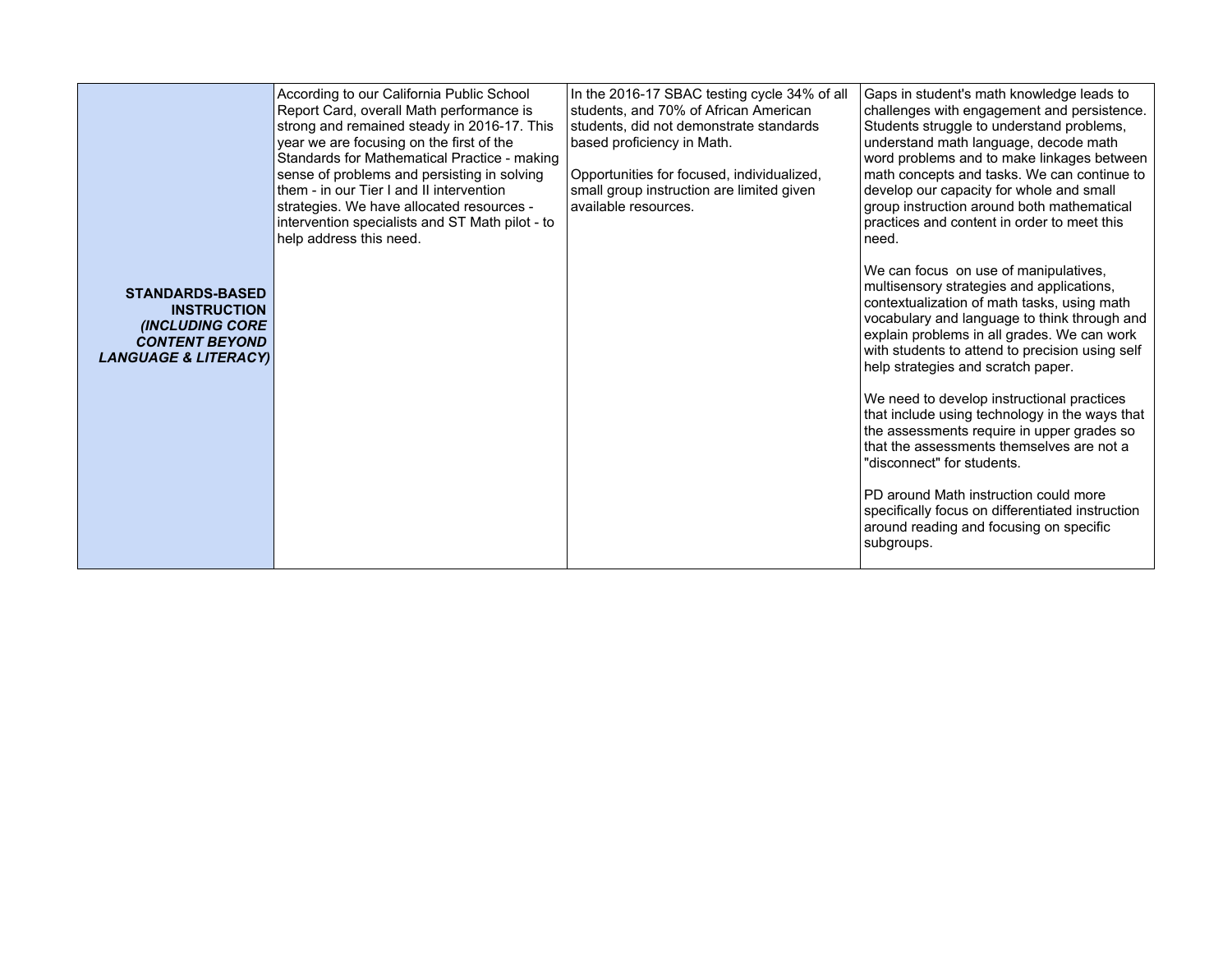| | | | |
|---|---|---|---|
| **STANDARDS-BASED INSTRUCTION *(INCLUDING CORE CONTENT BEYOND LANGUAGE & LITERACY)*** | According to our California Public School Report Card, overall Math performance is strong and remained steady in 2016-17. This year we are focusing on the first of the Standards for Mathematical Practice - making sense of problems and persisting in solving them - in our Tier I and II intervention strategies. We have allocated resources - intervention specialists and ST Math pilot - to help address this need. | In the 2016-17 SBAC testing cycle 34% of all students, and 70% of African American students, did not demonstrate standards based proficiency in Math.<br><br>Opportunities for focused, individualized, small group instruction are limited given available resources. | Gaps in student's math knowledge leads to challenges with engagement and persistence. Students struggle to understand problems, understand math language, decode math word problems and to make linkages between math concepts and tasks. We can continue to develop our capacity for whole and small group instruction around both mathematical practices and content in order to meet this need.<br><br>We can focus on use of manipulatives, multisensory strategies and applications, contextualization of math tasks, using math vocabulary and language to think through and explain problems in all grades. We can work with students to attend to precision using self help strategies and scratch paper.<br><br>We need to develop instructional practices that include using technology in the ways that the assessments require in upper grades so that the assessments themselves are not a "disconnect" for students.<br><br>PD around Math instruction could more specifically focus on differentiated instruction around reading and focusing on specific subgroups. |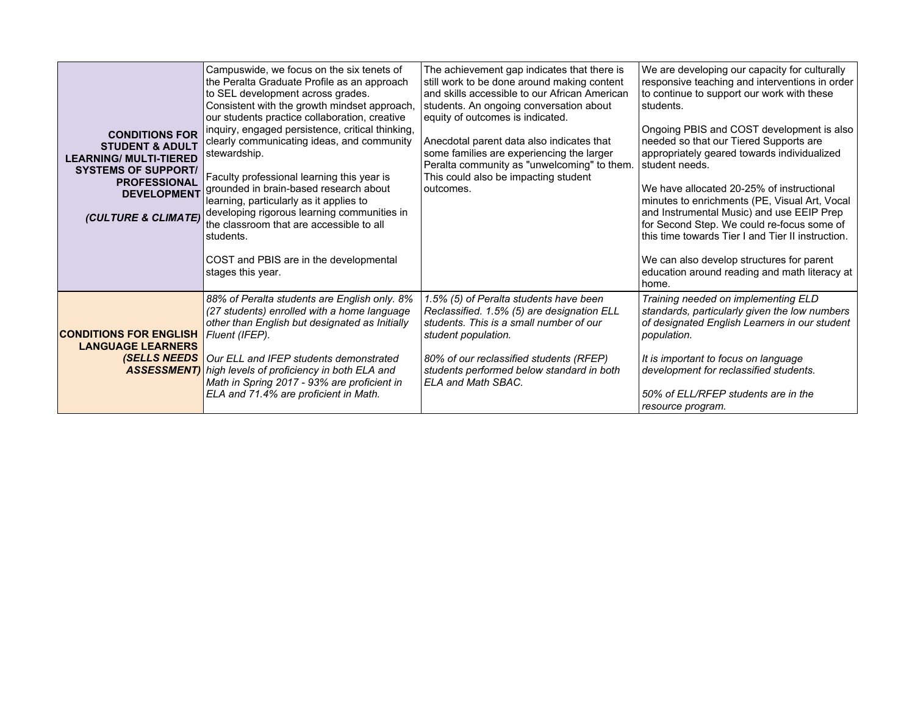| | | | |
|---|---|---|---|
| **CONDITIONS FOR STUDENT & ADULT LEARNING/ MULTI-TIERED SYSTEMS OF SUPPORT/ PROFESSIONAL DEVELOPMENT**<br><br>***(CULTURE & CLIMATE)*** | Campuswide, we focus on the six tenets of the Peralta Graduate Profile as an approach to SEL development across grades. Consistent with the growth mindset approach, our students practice collaboration, creative inquiry, engaged persistence, critical thinking, clearly communicating ideas, and community stewardship.<br><br>Faculty professional learning this year is grounded in brain-based research about learning, particularly as it applies to developing rigorous learning communities in the classroom that are accessible to all students.<br><br>COST and PBIS are in the developmental stages this year. | The achievement gap indicates that there is still work to be done around making content and skills accessible to our African American students. An ongoing conversation about equity of outcomes is indicated.<br><br>Anecdotal parent data also indicates that some families are experiencing the larger Peralta community as "unwelcoming" to them. This could also be impacting student outcomes. | We are developing our capacity for culturally responsive teaching and interventions in order to continue to support our work with these students.<br><br>Ongoing PBIS and COST development is also needed so that our Tiered Supports are appropriately geared towards individualized student needs.<br><br>We have allocated 20-25% of instructional minutes to enrichments (PE, Visual Art, Vocal and Instrumental Music) and use EEIP Prep for Second Step. We could re-focus some of this time towards Tier I and Tier II instruction.<br><br>We can also develop structures for parent education around reading and math literacy at home. |
| **CONDITIONS FOR ENGLISH LANGUAGE LEARNERS**<br>***(SELLS NEEDS ASSESSMENT)*** | *88% of Peralta students are English only. 8% (27 students) enrolled with a home language other than English but designated as Initially Fluent (IFEP).*<br><br>*Our ELL and IFEP students demonstrated high levels of proficiency in both ELA and Math in Spring 2017 - 93% are proficient in ELA and 71.4% are proficient in Math.* | *1.5% (5) of Peralta students have been Reclassified. 1.5% (5) are designation ELL students. This is a small number of our student population.*<br><br>*80% of our reclassified students (RFEP) students performed below standard in both ELA and Math SBAC.* | *Training needed on implementing ELD standards, particularly given the low numbers of designated English Learners in our student population.*<br><br>*It is important to focus on language development for reclassified students.*<br><br>*50% of ELL/RFEP students are in the resource program.* |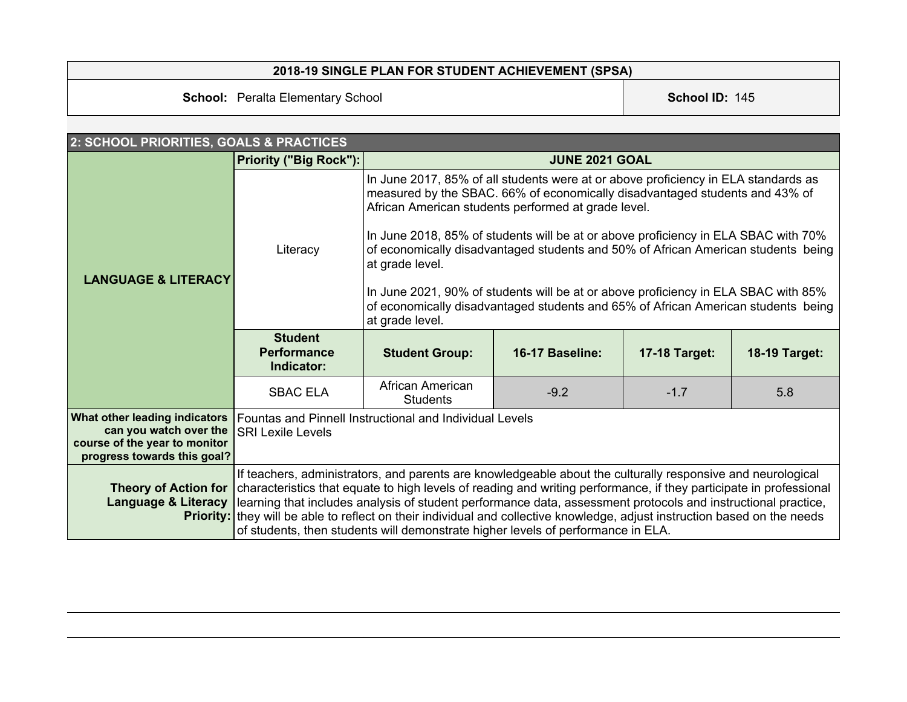| 2018-19 SINGLE PLAN FOR STUDENT ACHIEVEMENT (SPSA) | |
|---|---|
| **School:** Peralta Elementary School | **School ID:** 145 |

## 2: SCHOOL PRIORITIES, GOALS & PRACTICES

| | | | | | |
|---|---|---|---|---|---|
| **LANGUAGE & LITERACY** | **Priority ("Big Rock"):** | **JUNE 2021 GOAL** | | | |
| | Literacy | In June 2017, 85% of all students were at or above proficiency in ELA standards as measured by the SBAC. 66% of economically disadvantaged students and 43% of African American students performed at grade level.<br><br>In June 2018, 85% of students will be at or above proficiency in ELA SBAC with 70% of economically disadvantaged students and 50% of African American students being at grade level.<br><br>In June 2021, 90% of students will be at or above proficiency in ELA SBAC with 85% of economically disadvantaged students and 65% of African American students being at grade level. | | | |
| | **Student Performance Indicator:** | **Student Group:** | **16-17 Baseline:** | **17-18 Target:** | **18-19 Target:** |
| | SBAC ELA | African American Students | -9.2 | -1.7 | 5.8 |
| **What other leading indicators can you watch over the course of the year to monitor progress towards this goal?** | Fountas and Pinnell Instructional and Individual Levels<br>SRI Lexile Levels | | | | |
| **Theory of Action for Language & Literacy Priority:** | If teachers, administrators, and parents are knowledgeable about the culturally responsive and neurological characteristics that equate to high levels of reading and writing performance, if they participate in professional learning that includes analysis of student performance data, assessment protocols and instructional practice, they will be able to reflect on their individual and collective knowledge, adjust instruction based on the needs of students, then students will demonstrate higher levels of performance in ELA. | | | | |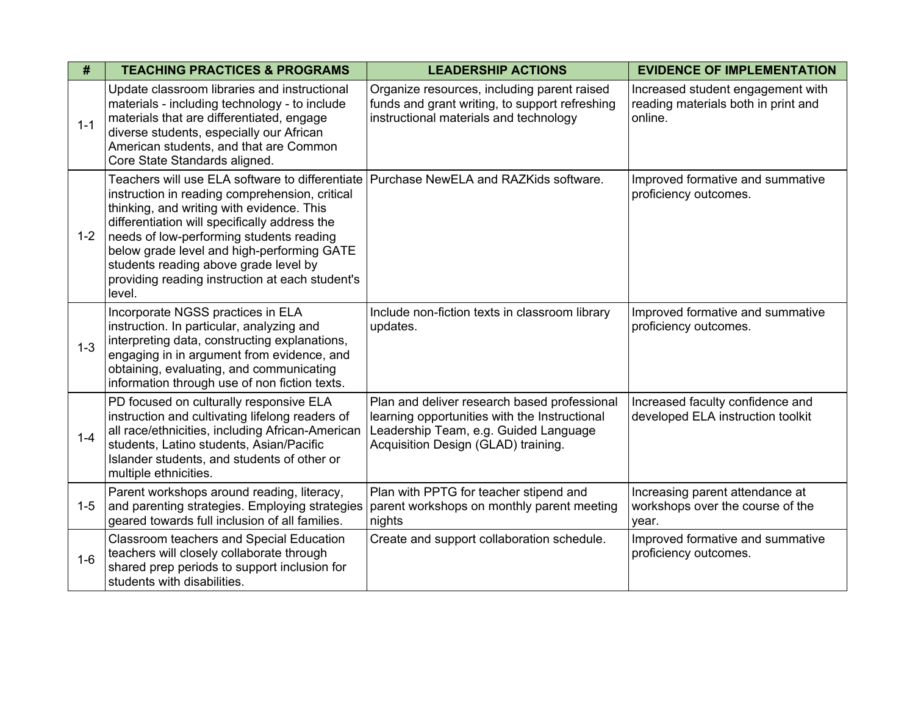| # | TEACHING PRACTICES & PROGRAMS | LEADERSHIP ACTIONS | EVIDENCE OF IMPLEMENTATION |
|---|---|---|---|
| 1-1 | Update classroom libraries and instructional materials - including technology - to include materials that are differentiated, engage diverse students, especially our African American students, and that are Common Core State Standards aligned. | Organize resources, including parent raised funds and grant writing, to support refreshing instructional materials and technology | Increased student engagement with reading materials both in print and online. |
| 1-2 | Teachers will use ELA software to differentiate instruction in reading comprehension, critical thinking, and writing with evidence. This differentiation will specifically address the needs of low-performing students reading below grade level and high-performing GATE students reading above grade level by providing reading instruction at each student's level. | Purchase NewELA and RAZKids software. | Improved formative and summative proficiency outcomes. |
| 1-3 | Incorporate NGSS practices in ELA instruction. In particular, analyzing and interpreting data, constructing explanations, engaging in in argument from evidence, and obtaining, evaluating, and communicating information through use of non fiction texts. | Include non-fiction texts in classroom library updates. | Improved formative and summative proficiency outcomes. |
| 1-4 | PD focused on culturally responsive ELA instruction and cultivating lifelong readers of all race/ethnicities, including African-American students, Latino students, Asian/Pacific Islander students, and students of other or multiple ethnicities. | Plan and deliver research based professional learning opportunities with the Instructional Leadership Team, e.g. Guided Language Acquisition Design (GLAD) training. | Increased faculty confidence and developed ELA instruction toolkit |
| 1-5 | Parent workshops around reading, literacy, and parenting strategies. Employing strategies geared towards full inclusion of all families. | Plan with PPTG for teacher stipend and parent workshops on monthly parent meeting nights | Increasing parent attendance at workshops over the course of the year. |
| 1-6 | Classroom teachers and Special Education teachers will closely collaborate through shared prep periods to support inclusion for students with disabilities. | Create and support collaboration schedule. | Improved formative and summative proficiency outcomes. |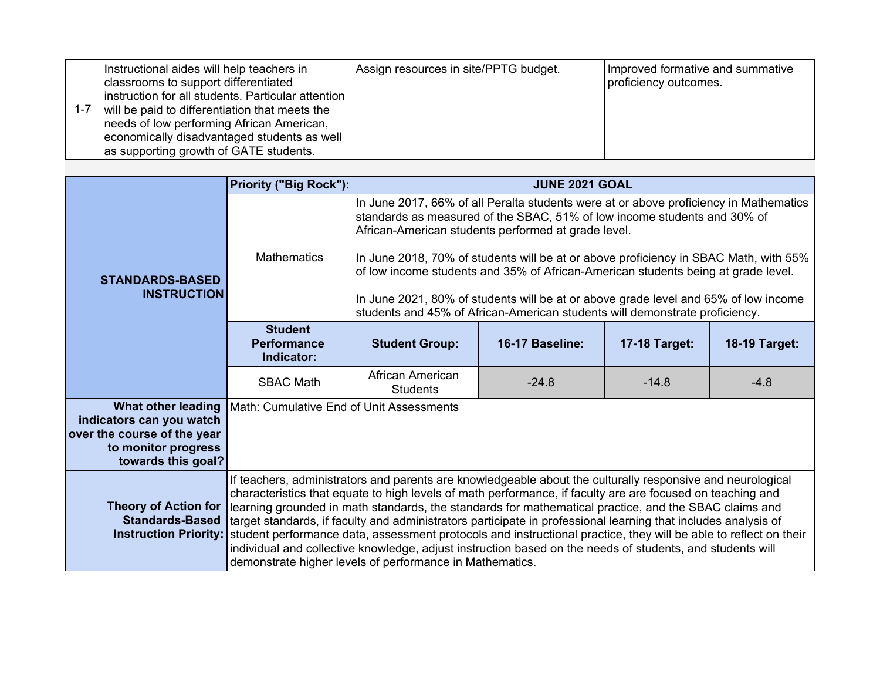| 1-7 | Instructional aides will help teachers in classrooms to support differentiated instruction for all students. Particular attention will be paid to differentiation that meets the needs of low performing African American, economically disadvantaged students as well as supporting growth of GATE students. | Assign resources in site/PPTG budget. | Improved formative and summative proficiency outcomes. |
|---|---|---|---|

| STANDARDS-BASED INSTRUCTION | Priority ("Big Rock"): | JUNE 2021 GOAL | | | |
|---|---|---|---|---|---|
| | Mathematics | In June 2017, 66% of all Peralta students were at or above proficiency in Mathematics standards as measured of the SBAC, 51% of low income students and 30% of African-American students performed at grade level.<br><br>In June 2018, 70% of students will be at or above proficiency in SBAC Math, with 55% of low income students and 35% of African-American students being at grade level.<br><br>In June 2021, 80% of students will be at or above grade level and 65% of low income students and 45% of African-American students will demonstrate proficiency. | | | |
| | **Student Performance Indicator:** | **Student Group:** | **16-17 Baseline:** | **17-18 Target:** | **18-19 Target:** |
| | SBAC Math | African American Students | -24.8 | -14.8 | -4.8 |
| **What other leading indicators can you watch over the course of the year to monitor progress towards this goal?** | Math: Cumulative End of Unit Assessments | | | | |
| **Theory of Action for Standards-Based Instruction Priority:** | If teachers, administrators and parents are knowledgeable about the culturally responsive and neurological characteristics that equate to high levels of math performance, if faculty are are focused on teaching and learning grounded in math standards, the standards for mathematical practice, and the SBAC claims and target standards, if faculty and administrators participate in professional learning that includes analysis of student performance data, assessment protocols and instructional practice, they will be able to reflect on their individual and collective knowledge, adjust instruction based on the needs of students, and students will demonstrate higher levels of performance in Mathematics. | | | | |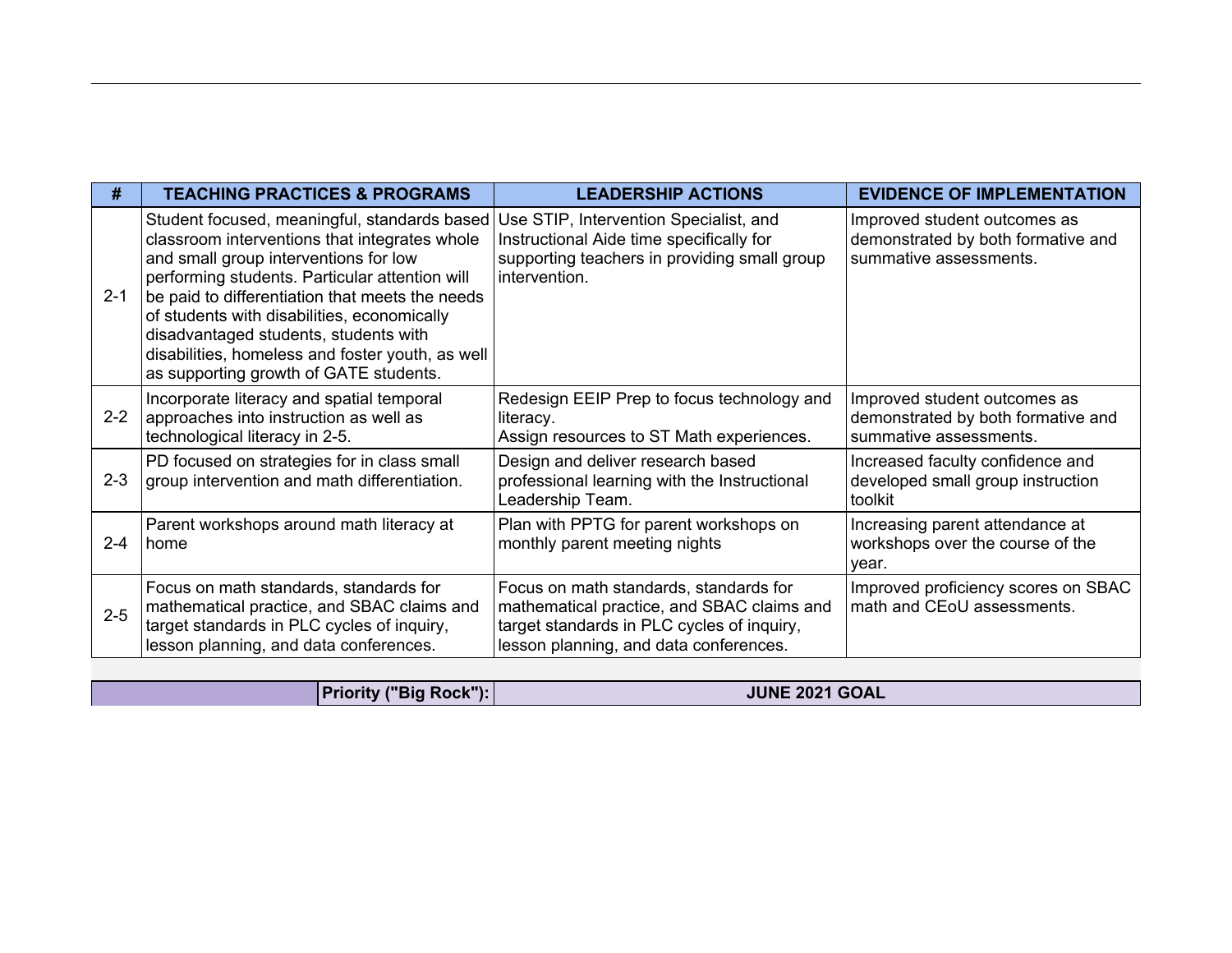| # | TEACHING PRACTICES & PROGRAMS | LEADERSHIP ACTIONS | EVIDENCE OF IMPLEMENTATION |
|---|---|---|---|
| 2-1 | Student focused, meaningful, standards based classroom interventions that integrates whole and small group interventions for low performing students. Particular attention will be paid to differentiation that meets the needs of students with disabilities, economically disadvantaged students, students with disabilities, homeless and foster youth, as well as supporting growth of GATE students. | Use STIP, Intervention Specialist, and Instructional Aide time specifically for supporting teachers in providing small group intervention. | Improved student outcomes as demonstrated by both formative and summative assessments. |
| 2-2 | Incorporate literacy and spatial temporal approaches into instruction as well as technological literacy in 2-5. | Redesign EEIP Prep to focus technology and literacy.<br>Assign resources to ST Math experiences. | Improved student outcomes as demonstrated by both formative and summative assessments. |
| 2-3 | PD focused on strategies for in class small group intervention and math differentiation. | Design and deliver research based professional learning with the Instructional Leadership Team. | Increased faculty confidence and developed small group instruction toolkit |
| 2-4 | Parent workshops around math literacy at home | Plan with PPTG for parent workshops on monthly parent meeting nights | Increasing parent attendance at workshops over the course of the year. |
| 2-5 | Focus on math standards, standards for mathematical practice, and SBAC claims and target standards in PLC cycles of inquiry, lesson planning, and data conferences. | Focus on math standards, standards for mathematical practice, and SBAC claims and target standards in PLC cycles of inquiry, lesson planning, and data conferences. | Improved proficiency scores on SBAC math and CEoU assessments. |

| | Priority ("Big Rock"): | JUNE 2021 GOAL |
|---|---|---|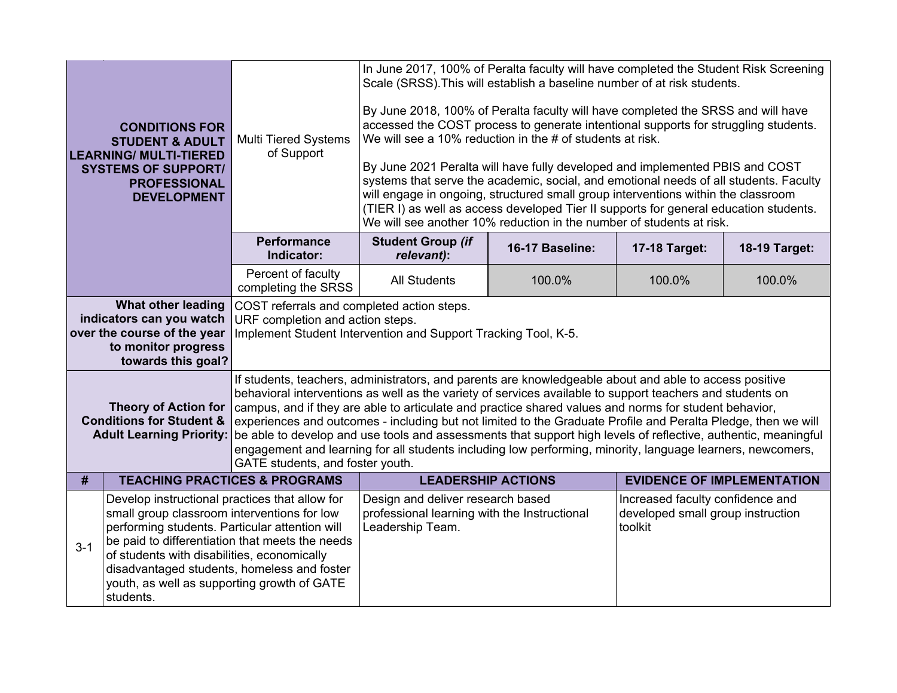| CONDITIONS FOR STUDENT & ADULT LEARNING/ MULTI-TIERED SYSTEMS OF SUPPORT/ PROFESSIONAL DEVELOPMENT | Multi Tiered Systems of Support | In June 2017, 100% of Peralta faculty will have completed the Student Risk Screening Scale (SRSS).This will establish a baseline number of at risk students.<br><br>By June 2018, 100% of Peralta faculty will have completed the SRSS and will have accessed the COST process to generate intentional supports for struggling students. We will see a 10% reduction in the # of students at risk.<br><br>By June 2021 Peralta will have fully developed and implemented PBIS and COST systems that serve the academic, social, and emotional needs of all students. Faculty will engage in ongoing, structured small group interventions within the classroom (TIER I) as well as access developed Tier II supports for general education students. We will see another 10% reduction in the number of students at risk. | | | |
|---|---|---|---|---|---|
| | **Performance Indicator:** | **Student Group *(if relevant)*:** | **16-17 Baseline:** | **17-18 Target:** | **18-19 Target:** |
| | Percent of faculty completing the SRSS | All Students | 100.0% | 100.0% | 100.0% |
| **What other leading indicators can you watch over the course of the year to monitor progress towards this goal?** | COST referrals and completed action steps.<br>URF completion and action steps.<br>Implement Student Intervention and Support Tracking Tool, K-5. | | | | |
| **Theory of Action for Conditions for Student & Adult Learning Priority:** | If students, teachers, administrators, and parents are knowledgeable about and able to access positive behavioral interventions as well as the variety of services available to support teachers and students on campus, and if they are able to articulate and practice shared values and norms for student behavior, experiences and outcomes - including but not limited to the Graduate Profile and Peralta Pledge, then we will be able to develop and use tools and assessments that support high levels of reflective, authentic, meaningful engagement and learning for all students including low performing, minority, language learners, newcomers, GATE students, and foster youth. | | | | |

| # | TEACHING PRACTICES & PROGRAMS | LEADERSHIP ACTIONS | EVIDENCE OF IMPLEMENTATION |
|---|---|---|---|
| 3-1 | Develop instructional practices that allow for small group classroom interventions for low performing students. Particular attention will be paid to differentiation that meets the needs of students with disabilities, economically disadvantaged students, homeless and foster youth, as well as supporting growth of GATE students. | Design and deliver research based professional learning with the Instructional Leadership Team. | Increased faculty confidence and developed small group instruction toolkit |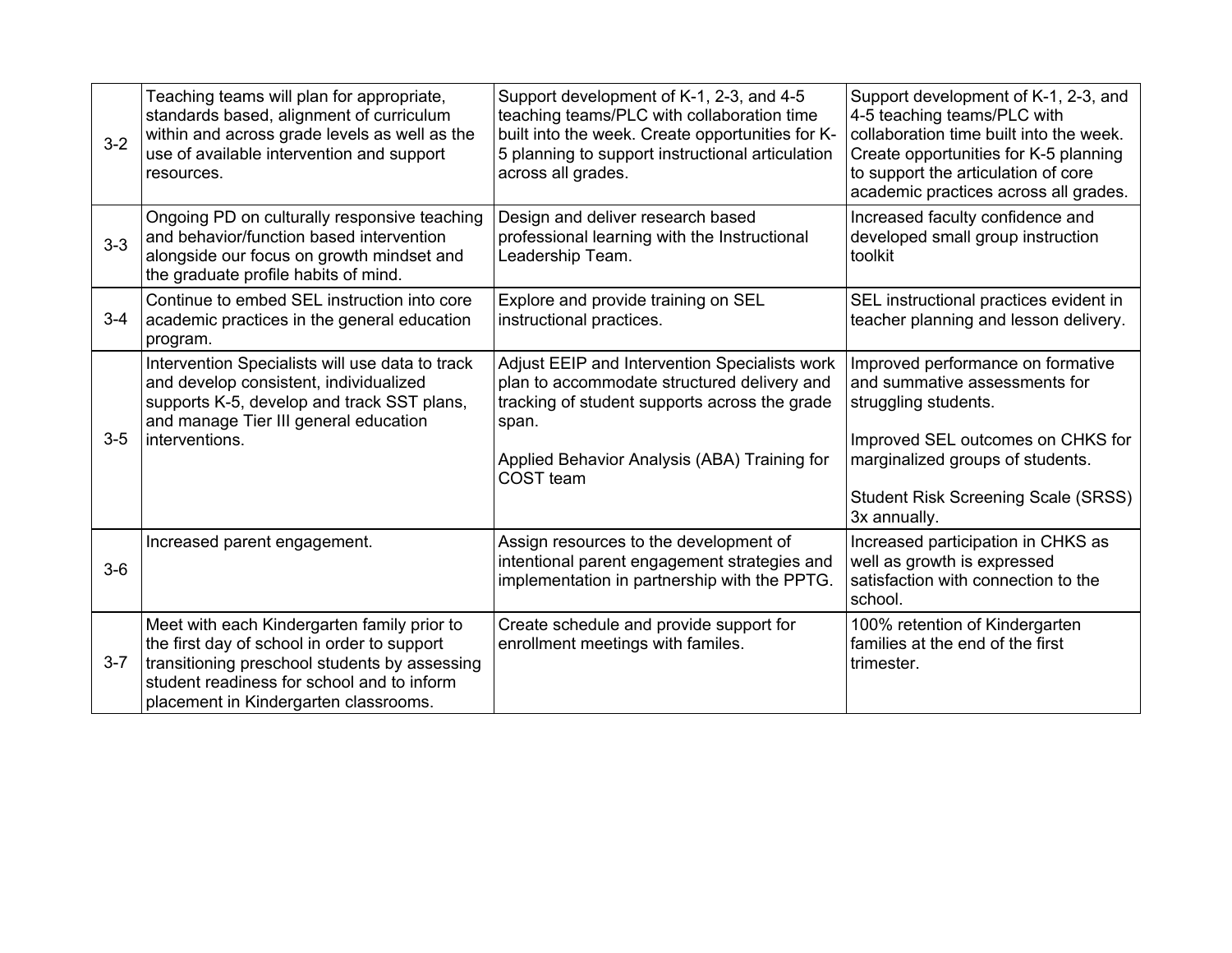| | | | |
|---|---|---|---|
| 3-2 | Teaching teams will plan for appropriate, standards based, alignment of curriculum within and across grade levels as well as the use of available intervention and support resources. | Support development of K-1, 2-3, and 4-5 teaching teams/PLC with collaboration time built into the week. Create opportunities for K-5 planning to support instructional articulation across all grades. | Support development of K-1, 2-3, and 4-5 teaching teams/PLC with collaboration time built into the week. Create opportunities for K-5 planning to support the articulation of core academic practices across all grades. |
| 3-3 | Ongoing PD on culturally responsive teaching and behavior/function based intervention alongside our focus on growth mindset and the graduate profile habits of mind. | Design and deliver research based professional learning with the Instructional Leadership Team. | Increased faculty confidence and developed small group instruction toolkit |
| 3-4 | Continue to embed SEL instruction into core academic practices in the general education program. | Explore and provide training on SEL instructional practices. | SEL instructional practices evident in teacher planning and lesson delivery. |
| 3-5 | Intervention Specialists will use data to track and develop consistent, individualized supports K-5, develop and track SST plans, and manage Tier III general education interventions. | Adjust EEIP and Intervention Specialists work plan to accommodate structured delivery and tracking of student supports across the grade span.<br><br>Applied Behavior Analysis (ABA) Training for COST team | Improved performance on formative and summative assessments for struggling students.<br><br>Improved SEL outcomes on CHKS for marginalized groups of students.<br><br>Student Risk Screening Scale (SRSS) 3x annually. |
| 3-6 | Increased parent engagement. | Assign resources to the development of intentional parent engagement strategies and implementation in partnership with the PPTG. | Increased participation in CHKS as well as growth is expressed satisfaction with connection to the school. |
| 3-7 | Meet with each Kindergarten family prior to the first day of school in order to support transitioning preschool students by assessing student readiness for school and to inform placement in Kindergarten classrooms. | Create schedule and provide support for enrollment meetings with familes. | 100% retention of Kindergarten families at the end of the first trimester. |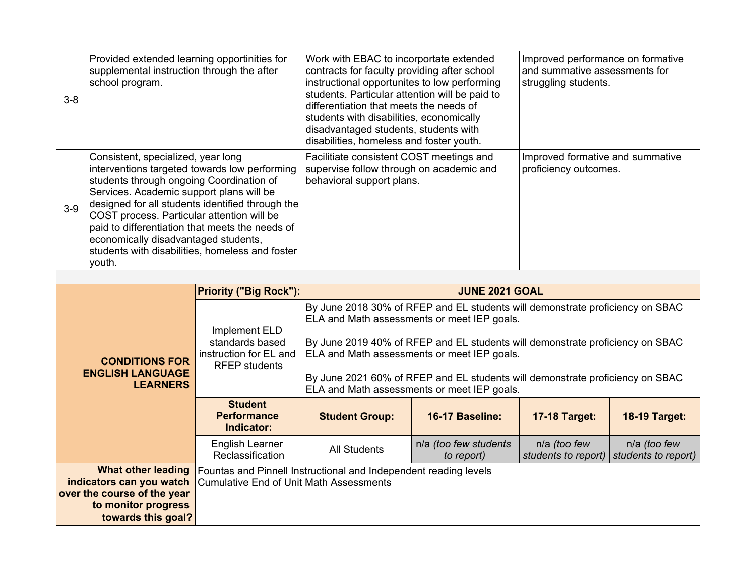| | | | |
|---|---|---|---|
| 3-8 | Provided extended learning opportinities for supplemental instruction through the after school program. | Work with EBAC to incorportate extended contracts for faculty providing after school instructional opportunites to low performing students. Particular attention will be paid to differentiation that meets the needs of students with disabilities, economically disadvantaged students, students with disabilities, homeless and foster youth. | Improved performance on formative and summative assessments for struggling students. |
| 3-9 | Consistent, specialized, year long interventions targeted towards low performing students through ongoing Coordination of Services. Academic support plans will be designed for all students identified through the COST process. Particular attention will be paid to differentiation that meets the needs of economically disadvantaged students, students with disabilities, homeless and foster youth. | Facilitiate consistent COST meetings and supervise follow through on academic and behavioral support plans. | Improved formative and summative proficiency outcomes. |

| **CONDITIONS FOR ENGLISH LANGUAGE LEARNERS** | **Priority ("Big Rock"):** | **JUNE 2021 GOAL** | | | |
|---|---|---|---|---|---|
| | Implement ELD standards based instruction for EL and RFEP students | By June 2018 30% of RFEP and EL students will demonstrate proficiency on SBAC ELA and Math assessments or meet IEP goals.<br><br>By June 2019 40% of RFEP and EL students will demonstrate proficiency on SBAC ELA and Math assessments or meet IEP goals.<br><br>By June 2021 60% of RFEP and EL students will demonstrate proficiency on SBAC ELA and Math assessments or meet IEP goals. | | | |
| | **Student Performance Indicator:** | **Student Group:** | **16-17 Baseline:** | **17-18 Target:** | **18-19 Target:** |
| | English Learner Reclassification | All Students | n/a *(too few students to report)* | n/a *(too few students to report)* | n/a *(too few students to report)* |
| **What other leading indicators can you watch over the course of the year to monitor progress towards this goal?** | Fountas and Pinnell Instructional and Independent reading levels<br>Cumulative End of Unit Math Assessments | | | | |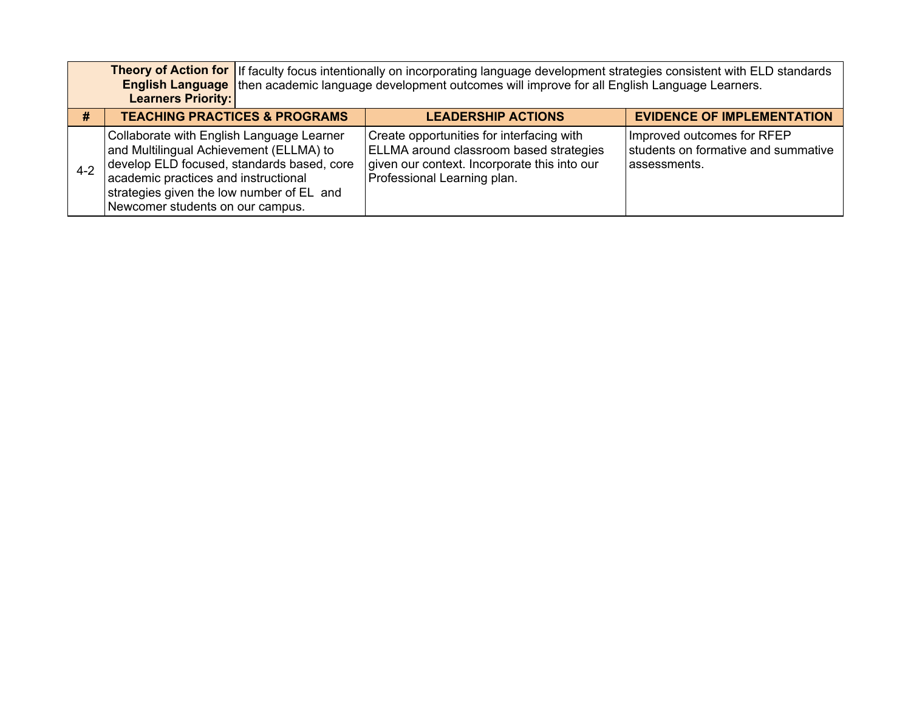| Theory of Action for English Language Learners Priority: | If faculty focus intentionally on incorporating language development strategies consistent with ELD standards then academic language development outcomes will improve for all English Language Learners. | | |
|---|---|---|---|
| **#** | **TEACHING PRACTICES & PROGRAMS** | **LEADERSHIP ACTIONS** | **EVIDENCE OF IMPLEMENTATION** |
| 4-2 | Collaborate with English Language Learner and Multilingual Achievement (ELLMA) to develop ELD focused, standards based, core academic practices and instructional strategies given the low number of EL and Newcomer students on our campus. | Create opportunities for interfacing with ELLMA around classroom based strategies given our context. Incorporate this into our Professional Learning plan. | Improved outcomes for RFEP students on formative and summative assessments. |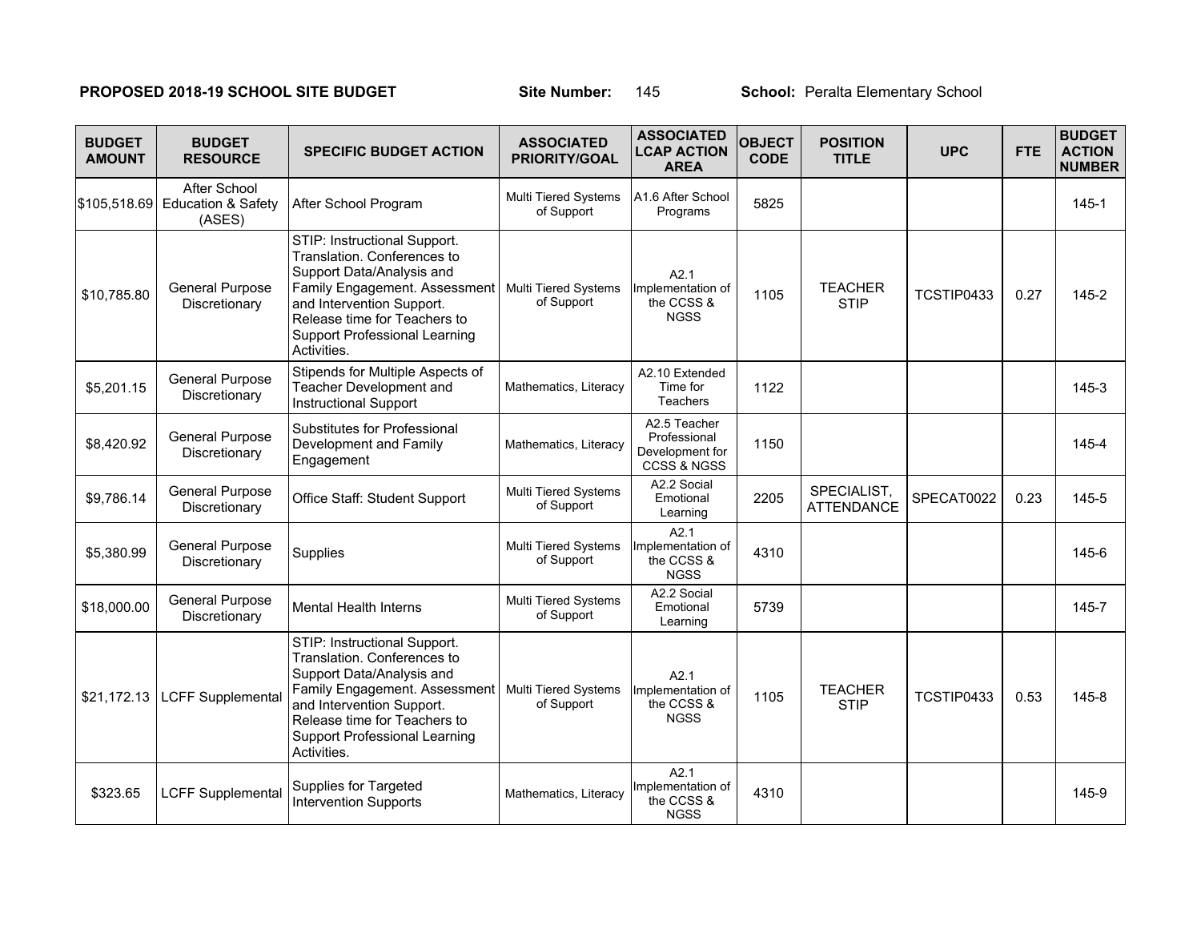**PROPOSED 2018-19 SCHOOL SITE BUDGET** **Site Number:** 145 **School:** Peralta Elementary School

| BUDGET AMOUNT | BUDGET RESOURCE | SPECIFIC BUDGET ACTION | ASSOCIATED PRIORITY/GOAL | ASSOCIATED LCAP ACTION AREA | OBJECT CODE | POSITION TITLE | UPC | FTE | BUDGET ACTION NUMBER |
|---|---|---|---|---|---|---|---|---|---|
| $105,518.69 | After School Education & Safety (ASES) | After School Program | Multi Tiered Systems of Support | A1.6 After School Programs | 5825 | | | | 145-1 |
| $10,785.80 | General Purpose Discretionary | STIP: Instructional Support. Translation. Conferences to Support Data/Analysis and Family Engagement. Assessment and Intervention Support. Release time for Teachers to Support Professional Learning Activities. | Multi Tiered Systems of Support | A2.1 Implementation of the CCSS & NGSS | 1105 | TEACHER STIP | TCSTIP0433 | 0.27 | 145-2 |
| $5,201.15 | General Purpose Discretionary | Stipends for Multiple Aspects of Teacher Development and Instructional Support | Mathematics, Literacy | A2.10 Extended Time for Teachers | 1122 | | | | 145-3 |
| $8,420.92 | General Purpose Discretionary | Substitutes for Professional Development and Family Engagement | Mathematics, Literacy | A2.5 Teacher Professional Development for CCSS & NGSS | 1150 | | | | 145-4 |
| $9,786.14 | General Purpose Discretionary | Office Staff: Student Support | Multi Tiered Systems of Support | A2.2 Social Emotional Learning | 2205 | SPECIALIST, ATTENDANCE | SPECAT0022 | 0.23 | 145-5 |
| $5,380.99 | General Purpose Discretionary | Supplies | Multi Tiered Systems of Support | A2.1 Implementation of the CCSS & NGSS | 4310 | | | | 145-6 |
| $18,000.00 | General Purpose Discretionary | Mental Health Interns | Multi Tiered Systems of Support | A2.2 Social Emotional Learning | 5739 | | | | 145-7 |
| $21,172.13 | LCFF Supplemental | STIP: Instructional Support. Translation. Conferences to Support Data/Analysis and Family Engagement. Assessment and Intervention Support. Release time for Teachers to Support Professional Learning Activities. | Multi Tiered Systems of Support | A2.1 Implementation of the CCSS & NGSS | 1105 | TEACHER STIP | TCSTIP0433 | 0.53 | 145-8 |
| $323.65 | LCFF Supplemental | Supplies for Targeted Intervention Supports | Mathematics, Literacy | A2.1 Implementation of the CCSS & NGSS | 4310 | | | | 145-9 |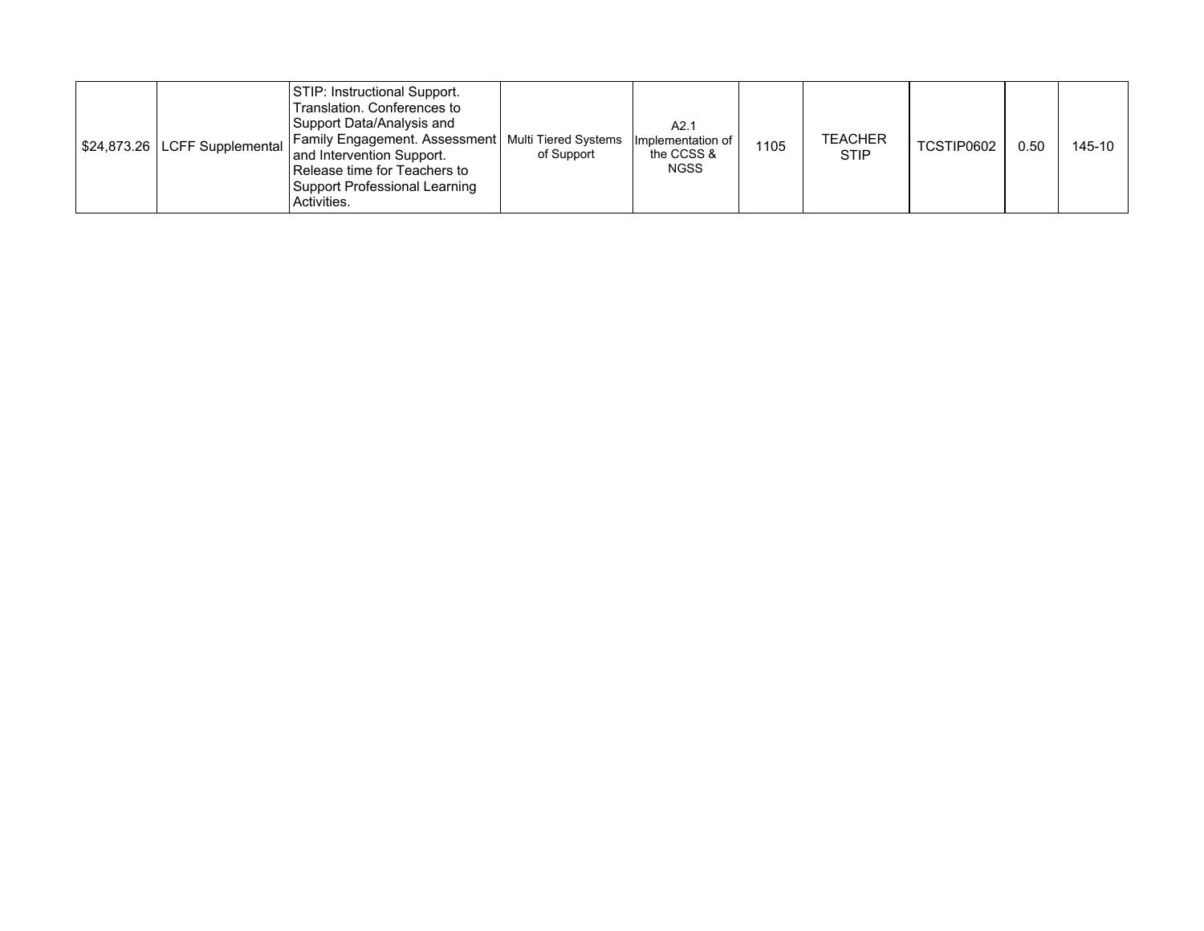| | | | | | | | | | |
|---|---|---|---|---|---|---|---|---|---|
| $24,873.26 | LCFF Supplemental | STIP: Instructional Support. Translation. Conferences to Support Data/Analysis and Family Engagement. Assessment and Intervention Support. Release time for Teachers to Support Professional Learning Activities. | Multi Tiered Systems of Support | A2.1 Implementation of the CCSS & NGSS | 1105 | TEACHER STIP | TCSTIP0602 | 0.50 | 145-10 |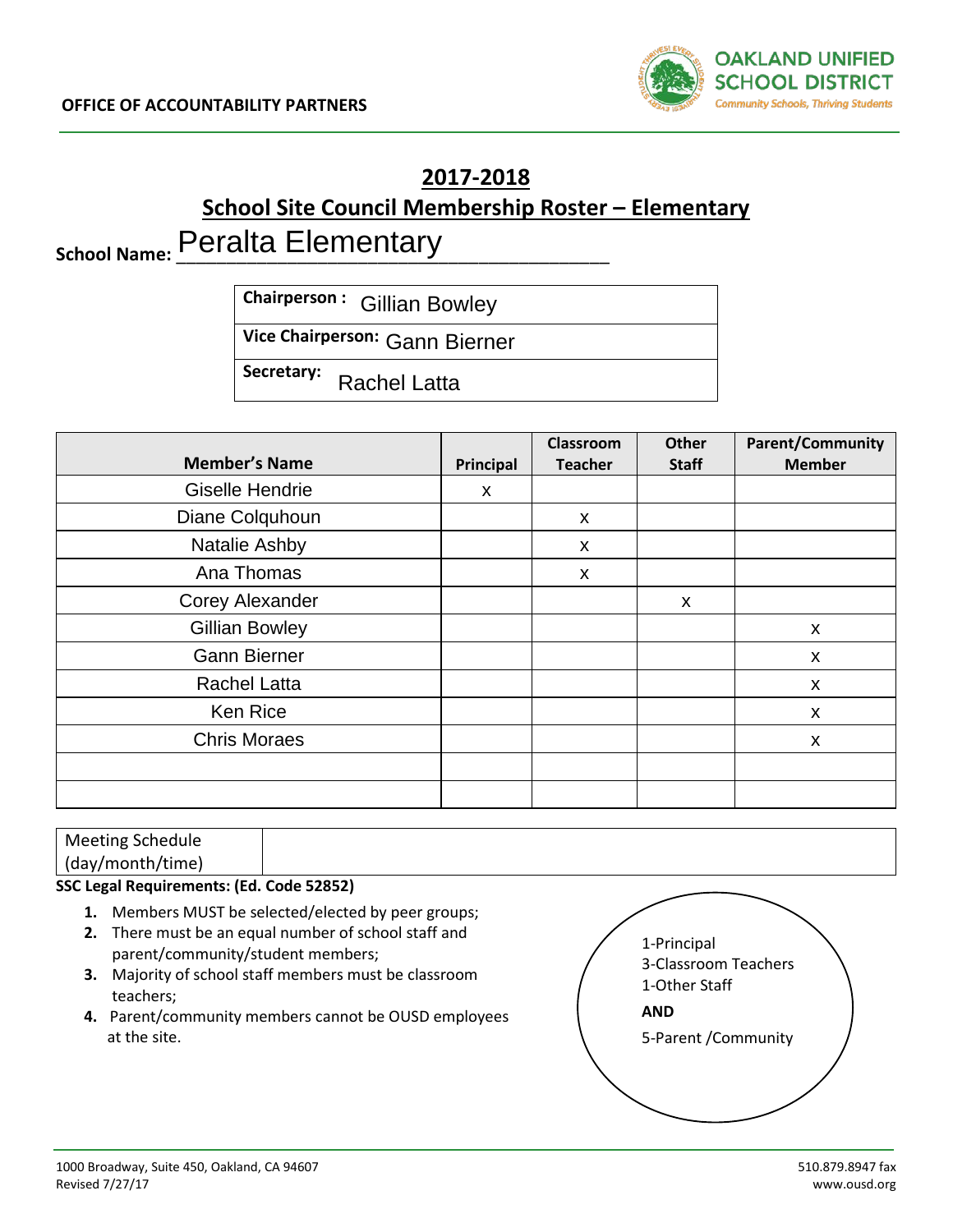OFFICE OF ACCOUNTABILITY PARTNERS

OAKLAND UNIFIED SCHOOL DISTRICT
*Community Schools, Thriving Students*

## 2017-2018

## School Site Council Membership Roster – Elementary

**School Name:** Peralta Elementary

| | |
|---|---|
| **Chairperson :** | Gillian Bowley |
| **Vice Chairperson:** | Gann Bierner |
| **Secretary:** | Rachel Latta |

| Member's Name | Principal | Classroom Teacher | Other Staff | Parent/Community Member |
|---|---|---|---|---|
| Giselle Hendrie | x | | | |
| Diane Colquhoun | | x | | |
| Natalie Ashby | | x | | |
| Ana Thomas | | x | | |
| Corey Alexander | | | x | |
| Gillian Bowley | | | | x |
| Gann Bierner | | | | x |
| Rachel Latta | | | | x |
| Ken Rice | | | | x |
| Chris Moraes | | | | x |
| | | | | |
| | | | | |

| | |
|---|---|
| Meeting Schedule (day/month/time) | |

**SSC Legal Requirements: (Ed. Code 52852)**

1. Members MUST be selected/elected by peer groups;
2. There must be an equal number of school staff and parent/community/student members;
3. Majority of school staff members must be classroom teachers;
4. Parent/community members cannot be OUSD employees at the site.

1-Principal
3-Classroom Teachers
1-Other Staff
**AND**
5-Parent /Community

1000 Broadway, Suite 450, Oakland, CA 94607
Revised 7/27/17

510.879.8947 fax
www.ousd.org